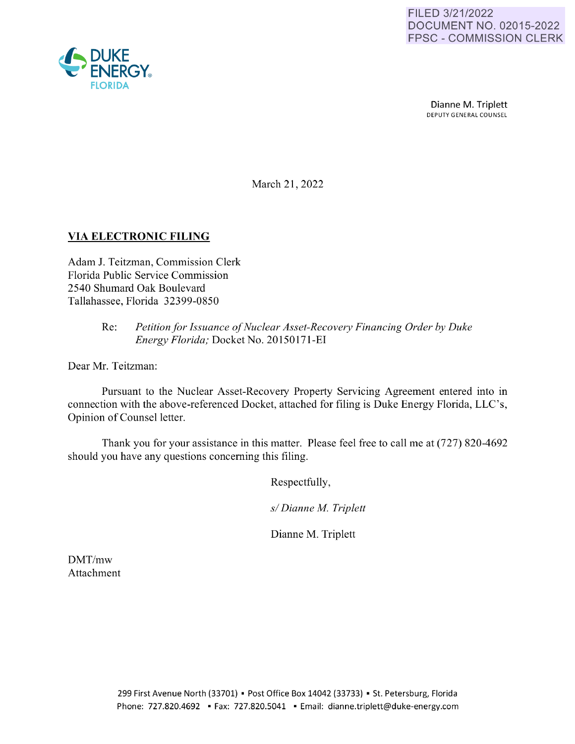FILED 3/21/2022
DOCUMENT NO. 02015-2022
FPSC - COMMISSION CLERK

DUKE ENERGY FLORIDA

Dianne M. Triplett
DEPUTY GENERAL COUNSEL

March 21, 2022

**VIA ELECTRONIC FILING**

Adam J. Teitzman, Commission Clerk
Florida Public Service Commission
2540 Shumard Oak Boulevard
Tallahassee, Florida 32399-0850

Re: *Petition for Issuance of Nuclear Asset-Recovery Financing Order by Duke Energy Florida;* Docket No. 20150171-EI

Dear Mr. Teitzman:

Pursuant to the Nuclear Asset-Recovery Property Servicing Agreement entered into in connection with the above-referenced Docket, attached for filing is Duke Energy Florida, LLC's, Opinion of Counsel letter.

Thank you for your assistance in this matter. Please feel free to call me at (727) 820-4692 should you have any questions concerning this filing.

Respectfully,

*s/ Dianne M. Triplett*

Dianne M. Triplett

DMT/mw
Attachment

299 First Avenue North (33701) ▪ Post Office Box 14042 (33733) ▪ St. Petersburg, Florida
Phone: 727.820.4692 ▪ Fax: 727.820.5041 ▪ Email: dianne.triplett@duke-energy.com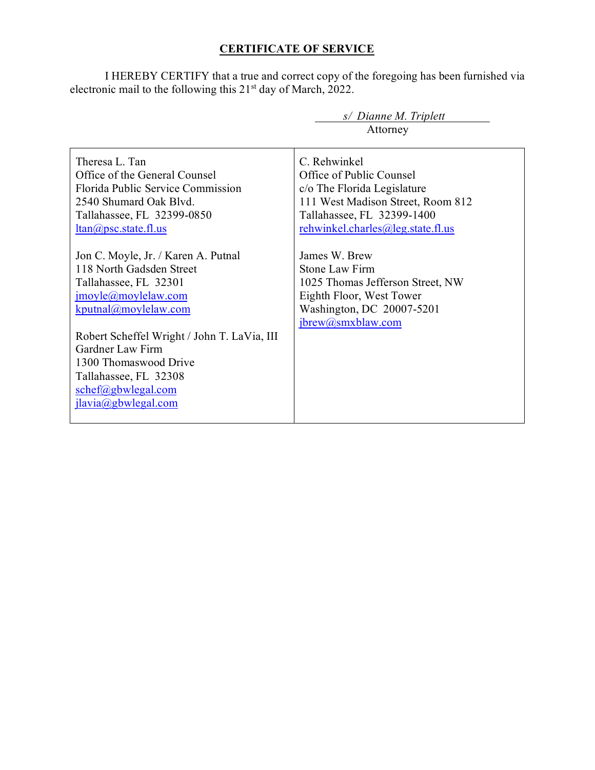## CERTIFICATE OF SERVICE

I HEREBY CERTIFY that a true and correct copy of the foregoing has been furnished via electronic mail to the following this 21st day of March, 2022.

*s/ Dianne M. Triplett*
Attorney

| | |
|---|---|
| Theresa L. Tan<br>Office of the General Counsel<br>Florida Public Service Commission<br>2540 Shumard Oak Blvd.<br>Tallahassee, FL 32399-0850<br>ltan@psc.state.fl.us<br><br>Jon C. Moyle, Jr. / Karen A. Putnal<br>118 North Gadsden Street<br>Tallahassee, FL 32301<br>jmoyle@moylelaw.com<br>kputnal@moylelaw.com<br><br>Robert Scheffel Wright / John T. LaVia, III<br>Gardner Law Firm<br>1300 Thomaswood Drive<br>Tallahassee, FL 32308<br>schef@gbwlegal.com<br>jlavia@gbwlegal.com | C. Rehwinkel<br>Office of Public Counsel<br>c/o The Florida Legislature<br>111 West Madison Street, Room 812<br>Tallahassee, FL 32399-1400<br>rehwinkel.charles@leg.state.fl.us<br><br>James W. Brew<br>Stone Law Firm<br>1025 Thomas Jefferson Street, NW<br>Eighth Floor, West Tower<br>Washington, DC 20007-5201<br>jbrew@smxblaw.com |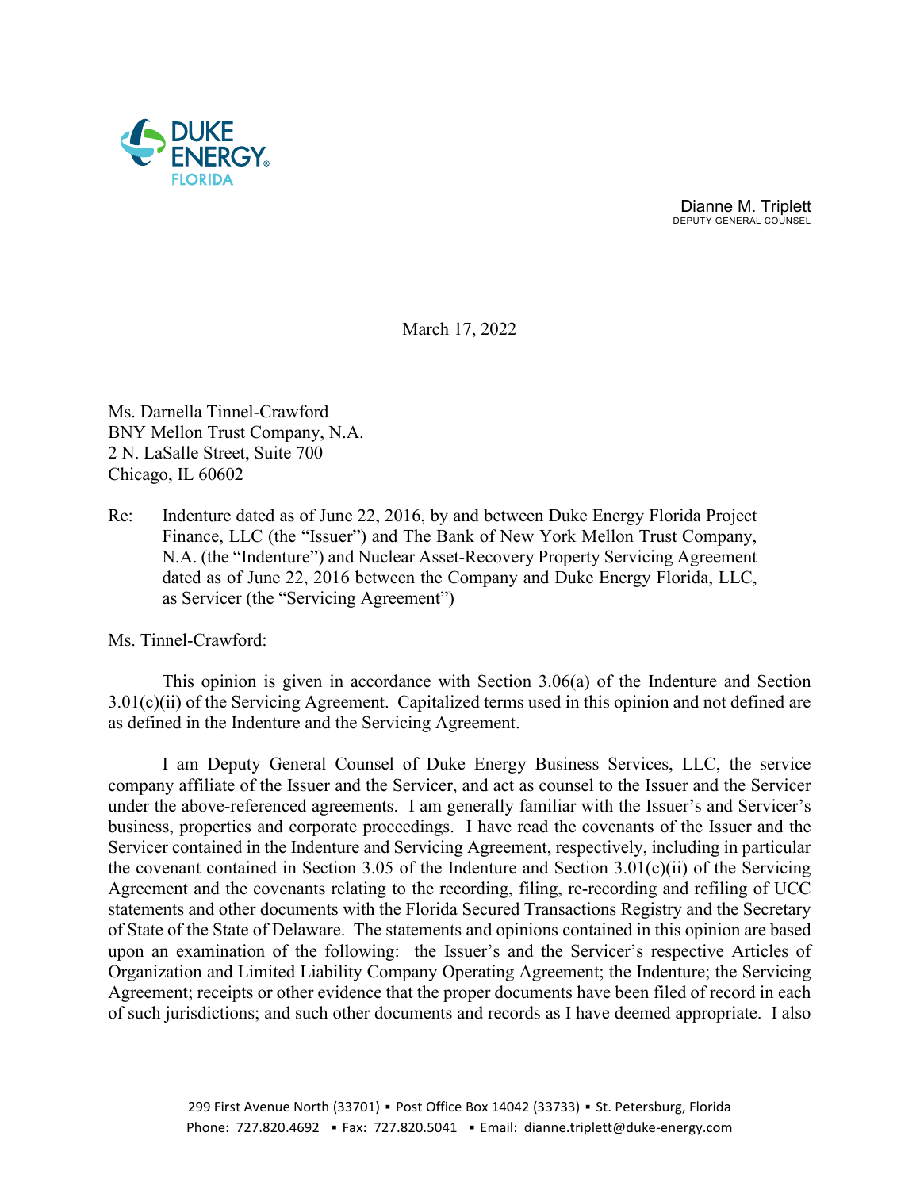Dianne M. Triplett
DEPUTY GENERAL COUNSEL

March 17, 2022

Ms. Darnella Tinnel-Crawford
BNY Mellon Trust Company, N.A.
2 N. LaSalle Street, Suite 700
Chicago, IL 60602

Re: Indenture dated as of June 22, 2016, by and between Duke Energy Florida Project Finance, LLC (the "Issuer") and The Bank of New York Mellon Trust Company, N.A. (the "Indenture") and Nuclear Asset-Recovery Property Servicing Agreement dated as of June 22, 2016 between the Company and Duke Energy Florida, LLC, as Servicer (the "Servicing Agreement")

Ms. Tinnel-Crawford:

This opinion is given in accordance with Section 3.06(a) of the Indenture and Section 3.01(c)(ii) of the Servicing Agreement. Capitalized terms used in this opinion and not defined are as defined in the Indenture and the Servicing Agreement.

I am Deputy General Counsel of Duke Energy Business Services, LLC, the service company affiliate of the Issuer and the Servicer, and act as counsel to the Issuer and the Servicer under the above-referenced agreements. I am generally familiar with the Issuer's and Servicer's business, properties and corporate proceedings. I have read the covenants of the Issuer and the Servicer contained in the Indenture and Servicing Agreement, respectively, including in particular the covenant contained in Section 3.05 of the Indenture and Section 3.01(c)(ii) of the Servicing Agreement and the covenants relating to the recording, filing, re-recording and refiling of UCC statements and other documents with the Florida Secured Transactions Registry and the Secretary of State of the State of Delaware. The statements and opinions contained in this opinion are based upon an examination of the following: the Issuer's and the Servicer's respective Articles of Organization and Limited Liability Company Operating Agreement; the Indenture; the Servicing Agreement; receipts or other evidence that the proper documents have been filed of record in each of such jurisdictions; and such other documents and records as I have deemed appropriate. I also

299 First Avenue North (33701) ▪ Post Office Box 14042 (33733) ▪ St. Petersburg, Florida
Phone: 727.820.4692 ▪ Fax: 727.820.5041 ▪ Email: dianne.triplett@duke-energy.com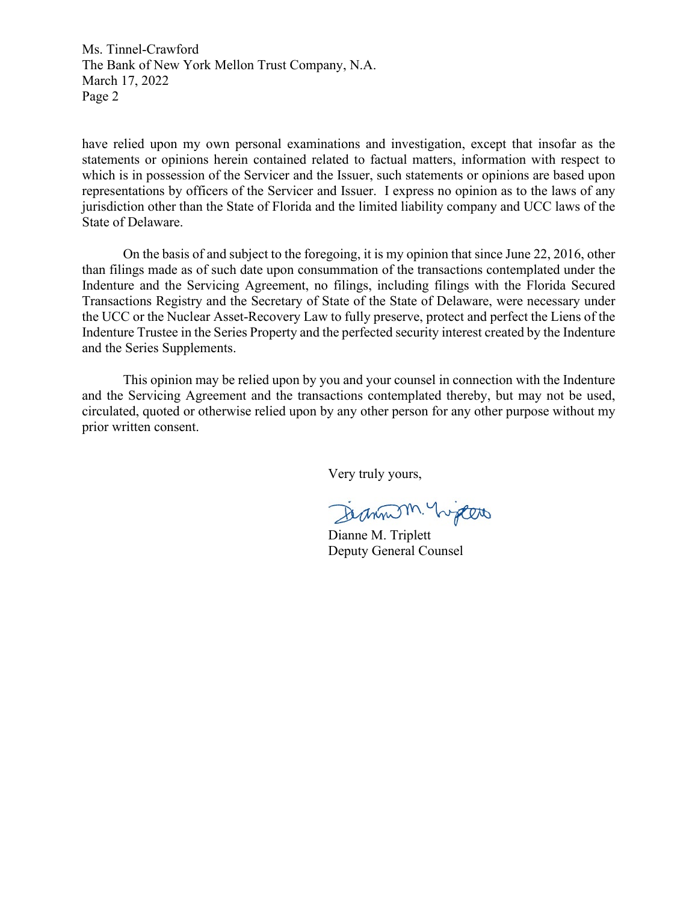have relied upon my own personal examinations and investigation, except that insofar as the statements or opinions herein contained related to factual matters, information with respect to which is in possession of the Servicer and the Issuer, such statements or opinions are based upon representations by officers of the Servicer and Issuer. I express no opinion as to the laws of any jurisdiction other than the State of Florida and the limited liability company and UCC laws of the State of Delaware.

On the basis of and subject to the foregoing, it is my opinion that since June 22, 2016, other than filings made as of such date upon consummation of the transactions contemplated under the Indenture and the Servicing Agreement, no filings, including filings with the Florida Secured Transactions Registry and the Secretary of State of the State of Delaware, were necessary under the UCC or the Nuclear Asset-Recovery Law to fully preserve, protect and perfect the Liens of the Indenture Trustee in the Series Property and the perfected security interest created by the Indenture and the Series Supplements.

This opinion may be relied upon by you and your counsel in connection with the Indenture and the Servicing Agreement and the transactions contemplated thereby, but may not be used, circulated, quoted or otherwise relied upon by any other person for any other purpose without my prior written consent.

Very truly yours,

Dianne M. Triplett
Deputy General Counsel